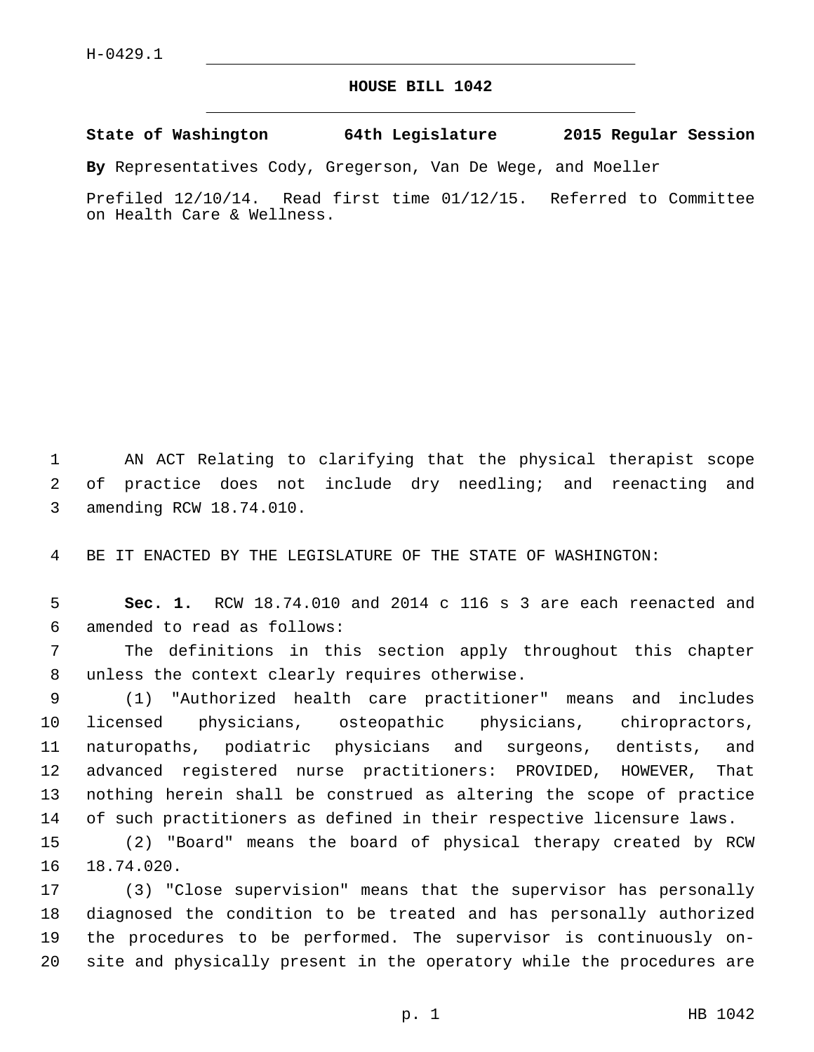H-0429.1

# HOUSE BILL 1042

**State of Washington 64th Legislature 2015 Regular Session**

**By** Representatives Cody, Gregerson, Van De Wege, and Moeller

Prefiled 12/10/14. Read first time 01/12/15. Referred to Committee on Health Care & Wellness.

AN ACT Relating to clarifying that the physical therapist scope of practice does not include dry needling; and reenacting and amending RCW 18.74.010.

BE IT ENACTED BY THE LEGISLATURE OF THE STATE OF WASHINGTON:

**Sec. 1.** RCW 18.74.010 and 2014 c 116 s 3 are each reenacted and amended to read as follows:

The definitions in this section apply throughout this chapter unless the context clearly requires otherwise.

(1) "Authorized health care practitioner" means and includes licensed physicians, osteopathic physicians, chiropractors, naturopaths, podiatric physicians and surgeons, dentists, and advanced registered nurse practitioners: PROVIDED, HOWEVER, That nothing herein shall be construed as altering the scope of practice of such practitioners as defined in their respective licensure laws.

(2) "Board" means the board of physical therapy created by RCW 18.74.020.

(3) "Close supervision" means that the supervisor has personally diagnosed the condition to be treated and has personally authorized the procedures to be performed. The supervisor is continuously on-site and physically present in the operatory while the procedures are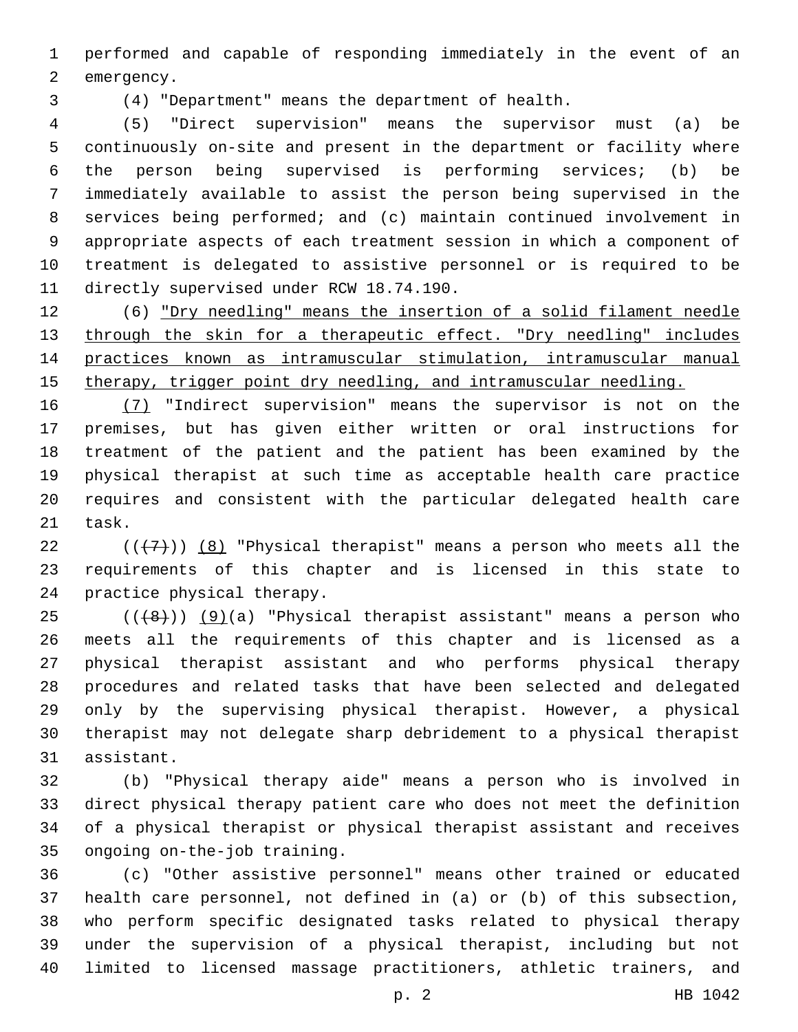performed and capable of responding immediately in the event of an emergency.

(4) "Department" means the department of health.

(5) "Direct supervision" means the supervisor must (a) be continuously on-site and present in the department or facility where the person being supervised is performing services; (b) be immediately available to assist the person being supervised in the services being performed; and (c) maintain continued involvement in appropriate aspects of each treatment session in which a component of treatment is delegated to assistive personnel or is required to be directly supervised under RCW 18.74.190.

(6) "Dry needling" means the insertion of a solid filament needle through the skin for a therapeutic effect. "Dry needling" includes practices known as intramuscular stimulation, intramuscular manual therapy, trigger point dry needling, and intramuscular needling.

(7) "Indirect supervision" means the supervisor is not on the premises, but has given either written or oral instructions for treatment of the patient and the patient has been examined by the physical therapist at such time as acceptable health care practice requires and consistent with the particular delegated health care task.

~~((7))~~ (8) "Physical therapist" means a person who meets all the requirements of this chapter and is licensed in this state to practice physical therapy.

~~((8))~~ (9)(a) "Physical therapist assistant" means a person who meets all the requirements of this chapter and is licensed as a physical therapist assistant and who performs physical therapy procedures and related tasks that have been selected and delegated only by the supervising physical therapist. However, a physical therapist may not delegate sharp debridement to a physical therapist assistant.

(b) "Physical therapy aide" means a person who is involved in direct physical therapy patient care who does not meet the definition of a physical therapist or physical therapist assistant and receives ongoing on-the-job training.

(c) "Other assistive personnel" means other trained or educated health care personnel, not defined in (a) or (b) of this subsection, who perform specific designated tasks related to physical therapy under the supervision of a physical therapist, including but not limited to licensed massage practitioners, athletic trainers, and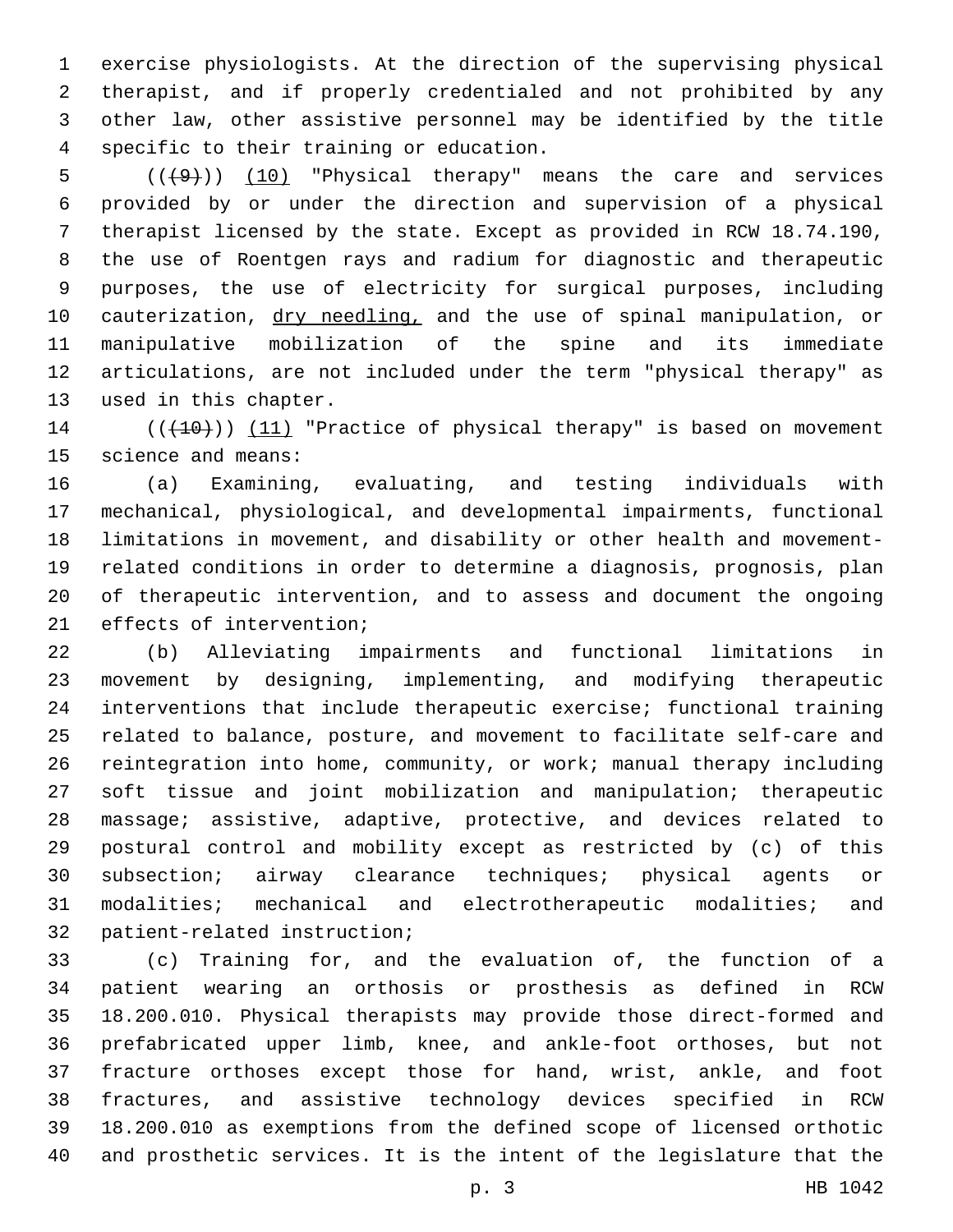exercise physiologists. At the direction of the supervising physical therapist, and if properly credentialed and not prohibited by any other law, other assistive personnel may be identified by the title specific to their training or education.

~~((~~(9)~~))~~ (10) "Physical therapy" means the care and services provided by or under the direction and supervision of a physical therapist licensed by the state. Except as provided in RCW 18.74.190, the use of Roentgen rays and radium for diagnostic and therapeutic purposes, the use of electricity for surgical purposes, including cauterization, dry needling, and the use of spinal manipulation, or manipulative mobilization of the spine and its immediate articulations, are not included under the term "physical therapy" as used in this chapter.

~~((~~(10)~~))~~ (11) "Practice of physical therapy" is based on movement science and means:

(a) Examining, evaluating, and testing individuals with mechanical, physiological, and developmental impairments, functional limitations in movement, and disability or other health and movement-related conditions in order to determine a diagnosis, prognosis, plan of therapeutic intervention, and to assess and document the ongoing effects of intervention;

(b) Alleviating impairments and functional limitations in movement by designing, implementing, and modifying therapeutic interventions that include therapeutic exercise; functional training related to balance, posture, and movement to facilitate self-care and reintegration into home, community, or work; manual therapy including soft tissue and joint mobilization and manipulation; therapeutic massage; assistive, adaptive, protective, and devices related to postural control and mobility except as restricted by (c) of this subsection; airway clearance techniques; physical agents or modalities; mechanical and electrotherapeutic modalities; and patient-related instruction;

(c) Training for, and the evaluation of, the function of a patient wearing an orthosis or prosthesis as defined in RCW 18.200.010. Physical therapists may provide those direct-formed and prefabricated upper limb, knee, and ankle-foot orthoses, but not fracture orthoses except those for hand, wrist, ankle, and foot fractures, and assistive technology devices specified in RCW 18.200.010 as exemptions from the defined scope of licensed orthotic and prosthetic services. It is the intent of the legislature that the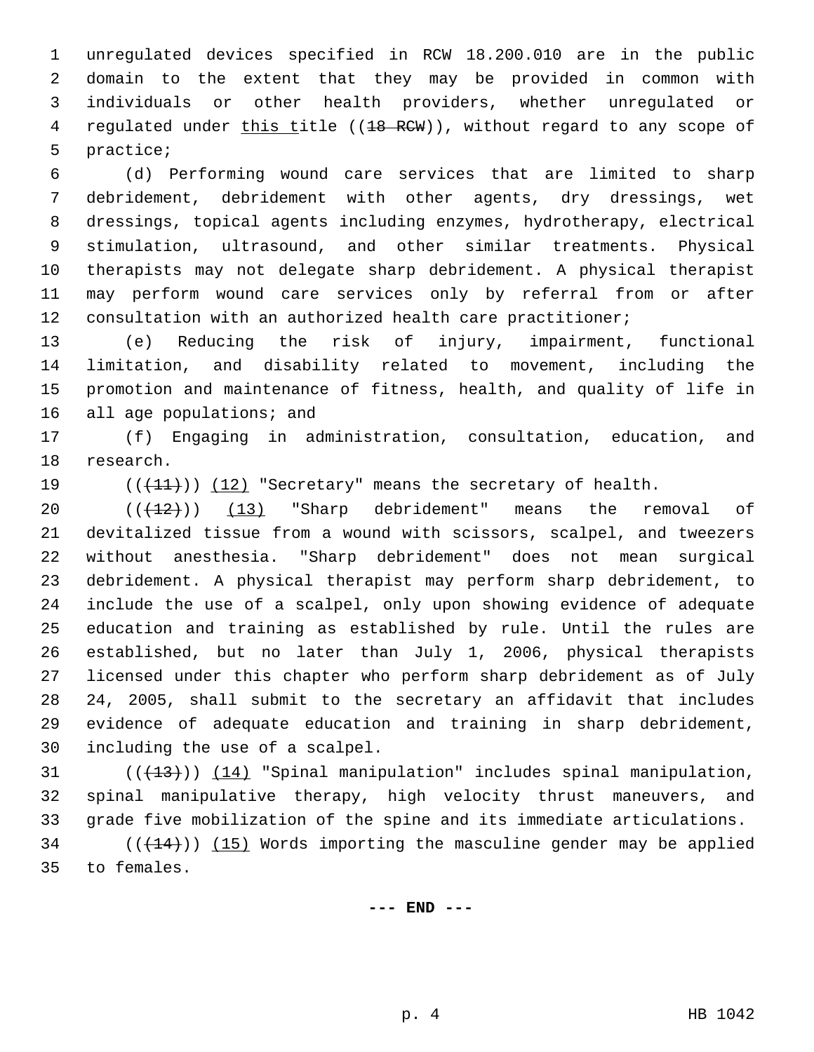unregulated devices specified in RCW 18.200.010 are in the public domain to the extent that they may be provided in common with individuals or other health providers, whether unregulated or regulated under this title ((18 RCW)), without regard to any scope of practice;

(d) Performing wound care services that are limited to sharp debridement, debridement with other agents, dry dressings, wet dressings, topical agents including enzymes, hydrotherapy, electrical stimulation, ultrasound, and other similar treatments. Physical therapists may not delegate sharp debridement. A physical therapist may perform wound care services only by referral from or after consultation with an authorized health care practitioner;

(e) Reducing the risk of injury, impairment, functional limitation, and disability related to movement, including the promotion and maintenance of fitness, health, and quality of life in all age populations; and

(f) Engaging in administration, consultation, education, and research.

(((11))) (12) "Secretary" means the secretary of health.

(((12))) (13) "Sharp debridement" means the removal of devitalized tissue from a wound with scissors, scalpel, and tweezers without anesthesia. "Sharp debridement" does not mean surgical debridement. A physical therapist may perform sharp debridement, to include the use of a scalpel, only upon showing evidence of adequate education and training as established by rule. Until the rules are established, but no later than July 1, 2006, physical therapists licensed under this chapter who perform sharp debridement as of July 24, 2005, shall submit to the secretary an affidavit that includes evidence of adequate education and training in sharp debridement, including the use of a scalpel.

(((13))) (14) "Spinal manipulation" includes spinal manipulation, spinal manipulative therapy, high velocity thrust maneuvers, and grade five mobilization of the spine and its immediate articulations.

(((14))) (15) Words importing the masculine gender may be applied to females.

**--- END ---**